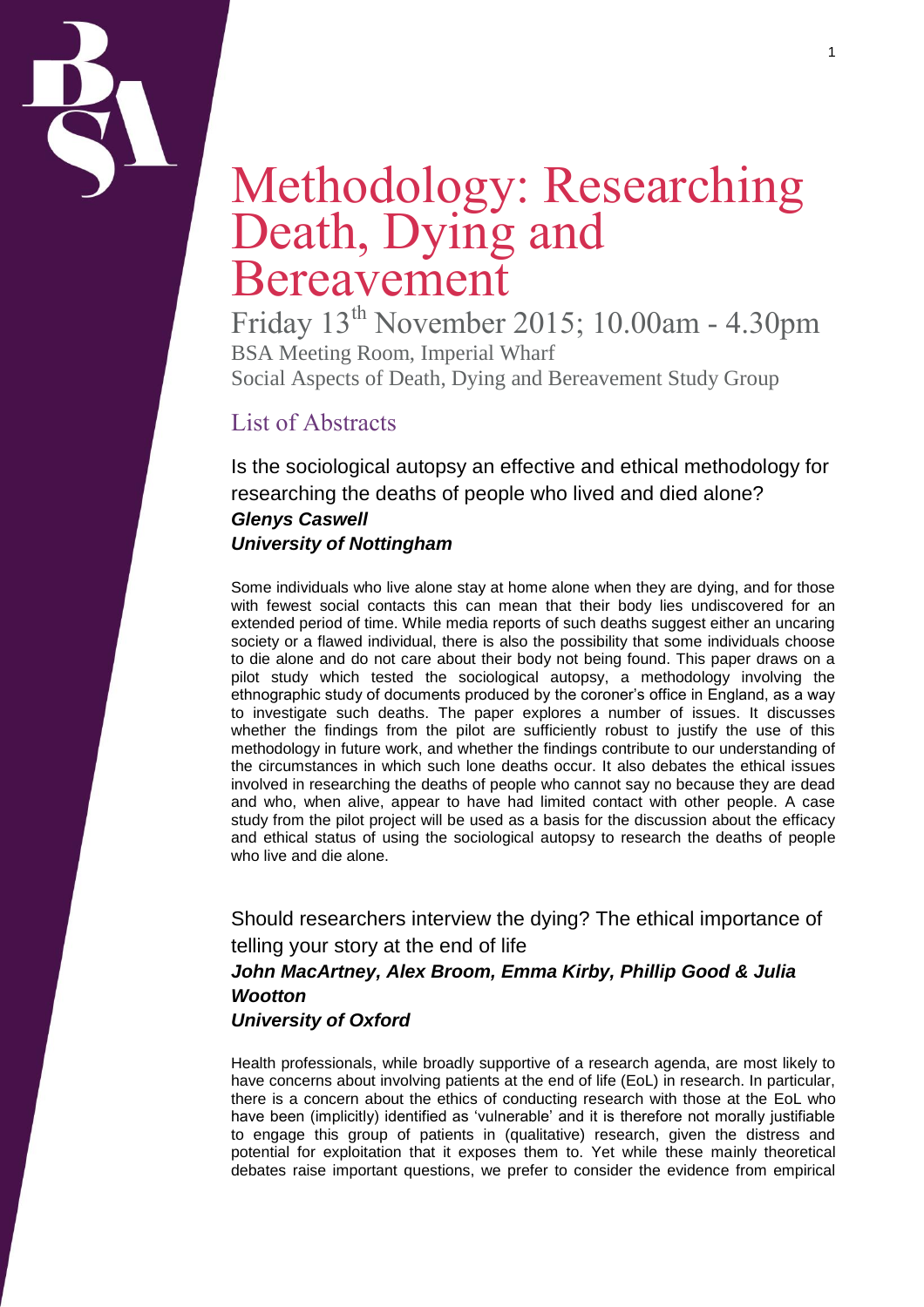# Methodology: Researching Death, Dying and Bereavement

Friday 13th November 2015; 10.00am - 4.30pm

BSA Meeting Room, Imperial Wharf

Social Aspects of Death, Dying and Bereavement Study Group

## List of Abstracts

### Is the sociological autopsy an effective and ethical methodology for researching the deaths of people who lived and died alone?

***Glenys Caswell***

***University of Nottingham***

Some individuals who live alone stay at home alone when they are dying, and for those with fewest social contacts this can mean that their body lies undiscovered for an extended period of time. While media reports of such deaths suggest either an uncaring society or a flawed individual, there is also the possibility that some individuals choose to die alone and do not care about their body not being found. This paper draws on a pilot study which tested the sociological autopsy, a methodology involving the ethnographic study of documents produced by the coroner's office in England, as a way to investigate such deaths. The paper explores a number of issues. It discusses whether the findings from the pilot are sufficiently robust to justify the use of this methodology in future work, and whether the findings contribute to our understanding of the circumstances in which such lone deaths occur. It also debates the ethical issues involved in researching the deaths of people who cannot say no because they are dead and who, when alive, appear to have had limited contact with other people. A case study from the pilot project will be used as a basis for the discussion about the efficacy and ethical status of using the sociological autopsy to research the deaths of people who live and die alone.

### Should researchers interview the dying? The ethical importance of telling your story at the end of life

***John MacArtney, Alex Broom, Emma Kirby, Phillip Good & Julia Wootton***

***University of Oxford***

Health professionals, while broadly supportive of a research agenda, are most likely to have concerns about involving patients at the end of life (EoL) in research. In particular, there is a concern about the ethics of conducting research with those at the EoL who have been (implicitly) identified as 'vulnerable' and it is therefore not morally justifiable to engage this group of patients in (qualitative) research, given the distress and potential for exploitation that it exposes them to. Yet while these mainly theoretical debates raise important questions, we prefer to consider the evidence from empirical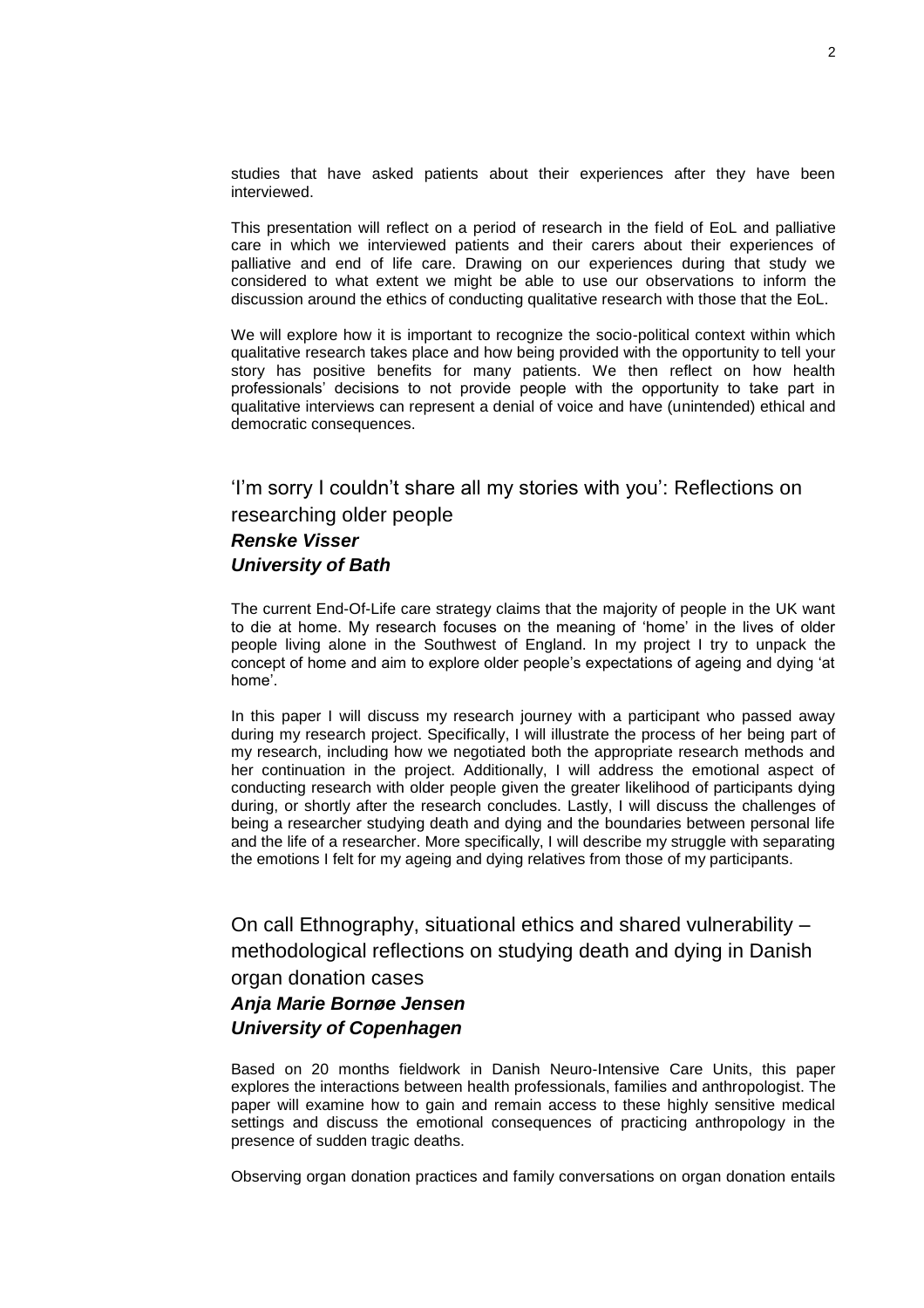studies that have asked patients about their experiences after they have been interviewed.

This presentation will reflect on a period of research in the field of EoL and palliative care in which we interviewed patients and their carers about their experiences of palliative and end of life care. Drawing on our experiences during that study we considered to what extent we might be able to use our observations to inform the discussion around the ethics of conducting qualitative research with those that the EoL.

We will explore how it is important to recognize the socio-political context within which qualitative research takes place and how being provided with the opportunity to tell your story has positive benefits for many patients. We then reflect on how health professionals' decisions to not provide people with the opportunity to take part in qualitative interviews can represent a denial of voice and have (unintended) ethical and democratic consequences.

## 'I'm sorry I couldn't share all my stories with you': Reflections on researching older people

***Renske Visser***
***University of Bath***

The current End-Of-Life care strategy claims that the majority of people in the UK want to die at home. My research focuses on the meaning of 'home' in the lives of older people living alone in the Southwest of England. In my project I try to unpack the concept of home and aim to explore older people's expectations of ageing and dying 'at home'.

In this paper I will discuss my research journey with a participant who passed away during my research project. Specifically, I will illustrate the process of her being part of my research, including how we negotiated both the appropriate research methods and her continuation in the project. Additionally, I will address the emotional aspect of conducting research with older people given the greater likelihood of participants dying during, or shortly after the research concludes. Lastly, I will discuss the challenges of being a researcher studying death and dying and the boundaries between personal life and the life of a researcher. More specifically, I will describe my struggle with separating the emotions I felt for my ageing and dying relatives from those of my participants.

## On call Ethnography, situational ethics and shared vulnerability – methodological reflections on studying death and dying in Danish organ donation cases

***Anja Marie Bornøe Jensen***
***University of Copenhagen***

Based on 20 months fieldwork in Danish Neuro-Intensive Care Units, this paper explores the interactions between health professionals, families and anthropologist. The paper will examine how to gain and remain access to these highly sensitive medical settings and discuss the emotional consequences of practicing anthropology in the presence of sudden tragic deaths.

Observing organ donation practices and family conversations on organ donation entails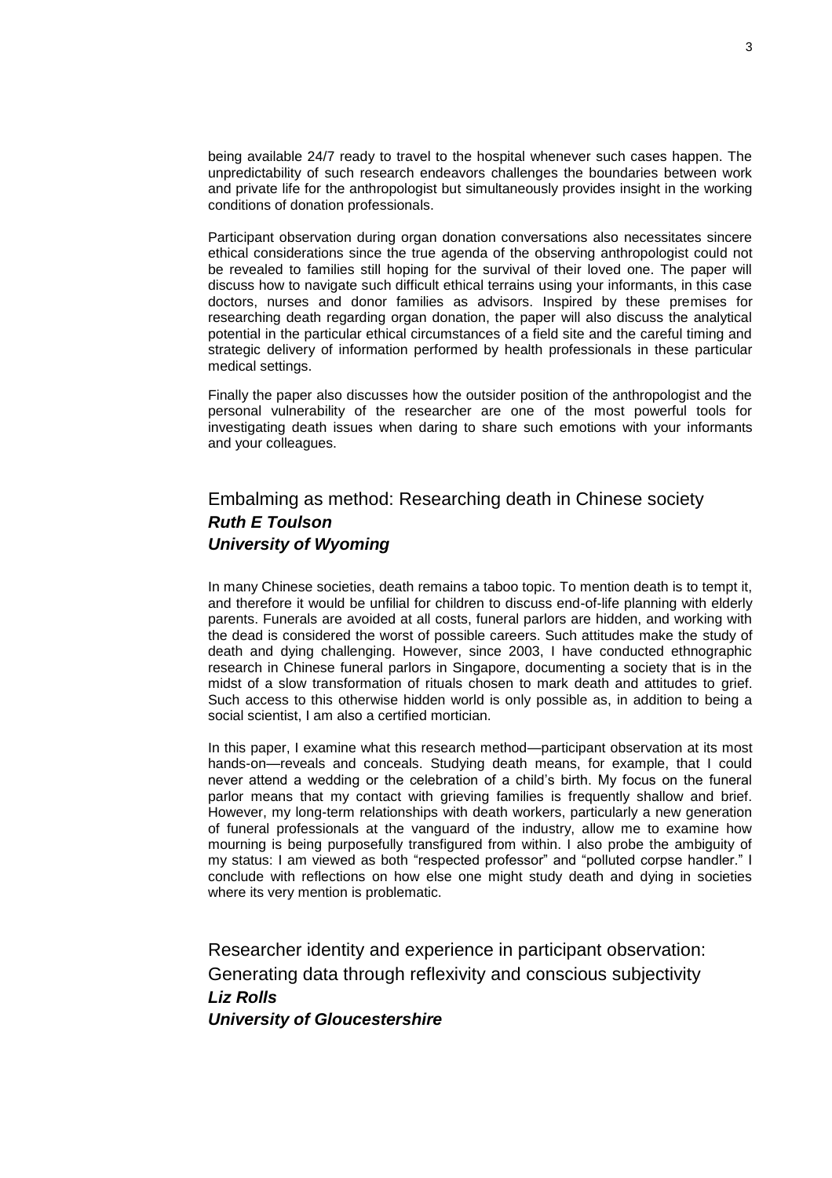being available 24/7 ready to travel to the hospital whenever such cases happen. The unpredictability of such research endeavors challenges the boundaries between work and private life for the anthropologist but simultaneously provides insight in the working conditions of donation professionals.

Participant observation during organ donation conversations also necessitates sincere ethical considerations since the true agenda of the observing anthropologist could not be revealed to families still hoping for the survival of their loved one. The paper will discuss how to navigate such difficult ethical terrains using your informants, in this case doctors, nurses and donor families as advisors. Inspired by these premises for researching death regarding organ donation, the paper will also discuss the analytical potential in the particular ethical circumstances of a field site and the careful timing and strategic delivery of information performed by health professionals in these particular medical settings.

Finally the paper also discusses how the outsider position of the anthropologist and the personal vulnerability of the researcher are one of the most powerful tools for investigating death issues when daring to share such emotions with your informants and your colleagues.

## Embalming as method: Researching death in Chinese society
***Ruth E Toulson***
***University of Wyoming***

In many Chinese societies, death remains a taboo topic. To mention death is to tempt it, and therefore it would be unfilial for children to discuss end-of-life planning with elderly parents. Funerals are avoided at all costs, funeral parlors are hidden, and working with the dead is considered the worst of possible careers. Such attitudes make the study of death and dying challenging. However, since 2003, I have conducted ethnographic research in Chinese funeral parlors in Singapore, documenting a society that is in the midst of a slow transformation of rituals chosen to mark death and attitudes to grief. Such access to this otherwise hidden world is only possible as, in addition to being a social scientist, I am also a certified mortician.

In this paper, I examine what this research method—participant observation at its most hands-on—reveals and conceals. Studying death means, for example, that I could never attend a wedding or the celebration of a child's birth. My focus on the funeral parlor means that my contact with grieving families is frequently shallow and brief. However, my long-term relationships with death workers, particularly a new generation of funeral professionals at the vanguard of the industry, allow me to examine how mourning is being purposefully transfigured from within. I also probe the ambiguity of my status: I am viewed as both "respected professor" and "polluted corpse handler." I conclude with reflections on how else one might study death and dying in societies where its very mention is problematic.

## Researcher identity and experience in participant observation: Generating data through reflexivity and conscious subjectivity
***Liz Rolls***
***University of Gloucestershire***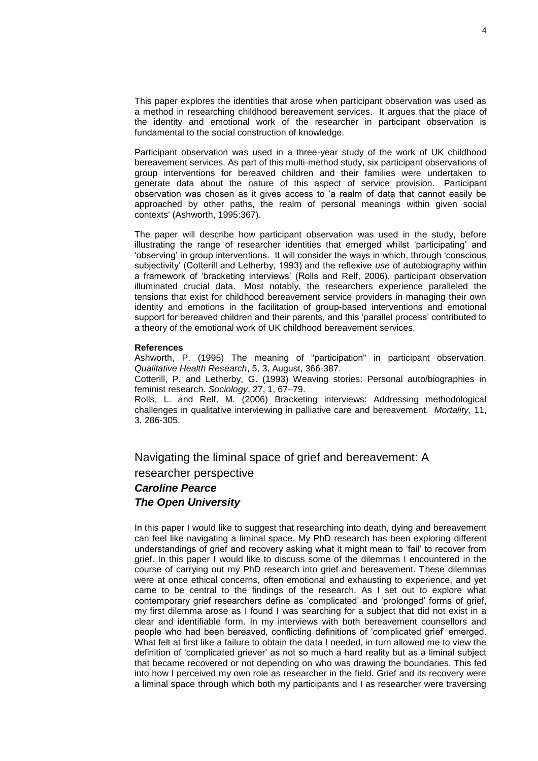This paper explores the identities that arose when participant observation was used as a method in researching childhood bereavement services. It argues that the place of the identity and emotional work of the researcher in participant observation is fundamental to the social construction of knowledge.

Participant observation was used in a three-year study of the work of UK childhood bereavement services. As part of this multi-method study, six participant observations of group interventions for bereaved children and their families were undertaken to generate data about the nature of this aspect of service provision. Participant observation was chosen as it gives access to 'a realm of data that cannot easily be approached by other paths, the realm of personal meanings within given social contexts' (Ashworth, 1995:367).

The paper will describe how participant observation was used in the study, before illustrating the range of researcher identities that emerged whilst 'participating' and 'observing' in group interventions. It will consider the ways in which, through 'conscious subjectivity' (Cotterill and Letherby, 1993) and the reflexive *use* of autobiography within a framework of 'bracketing interviews' (Rolls and Relf, 2006), participant observation illuminated crucial data. Most notably, the researchers experience paralleled the tensions that exist for childhood bereavement service providers in managing their own identity and emotions in the facilitation of group-based interventions and emotional support for bereaved children and their parents, and this 'parallel process' contributed to a theory of the emotional work of UK childhood bereavement services.

**References**

Ashworth, P. (1995) The meaning of "participation" in participant observation. *Qualitative Health Research*, 5, 3, August, 366-387.

Cotterill, P. and Letherby, G. (1993) Weaving stories: Personal auto/biographies in feminist research. *Sociology*, 27, 1, 67–79.

Rolls, L. and Relf, M. (2006) Bracketing interviews: Addressing methodological challenges in qualitative interviewing in palliative care and bereavement. *Mortality*, 11, 3, 286-305.

## Navigating the liminal space of grief and bereavement: A researcher perspective

***Caroline Pearce***

***The Open University***

In this paper I would like to suggest that researching into death, dying and bereavement can feel like navigating a liminal space. My PhD research has been exploring different understandings of grief and recovery asking what it might mean to 'fail' to recover from grief. In this paper I would like to discuss some of the dilemmas I encountered in the course of carrying out my PhD research into grief and bereavement. These dilemmas were at once ethical concerns, often emotional and exhausting to experience, and yet came to be central to the findings of the research. As I set out to explore what contemporary grief researchers define as 'complicated' and 'prolonged' forms of grief, my first dilemma arose as I found I was searching for a subject that did not exist in a clear and identifiable form. In my interviews with both bereavement counsellors and people who had been bereaved, conflicting definitions of 'complicated grief' emerged. What felt at first like a failure to obtain the data I needed, in turn allowed me to view the definition of 'complicated griever' as not so much a hard reality but as a liminal subject that became recovered or not depending on who was drawing the boundaries. This fed into how I perceived my own role as researcher in the field. Grief and its recovery were a liminal space through which both my participants and I as researcher were traversing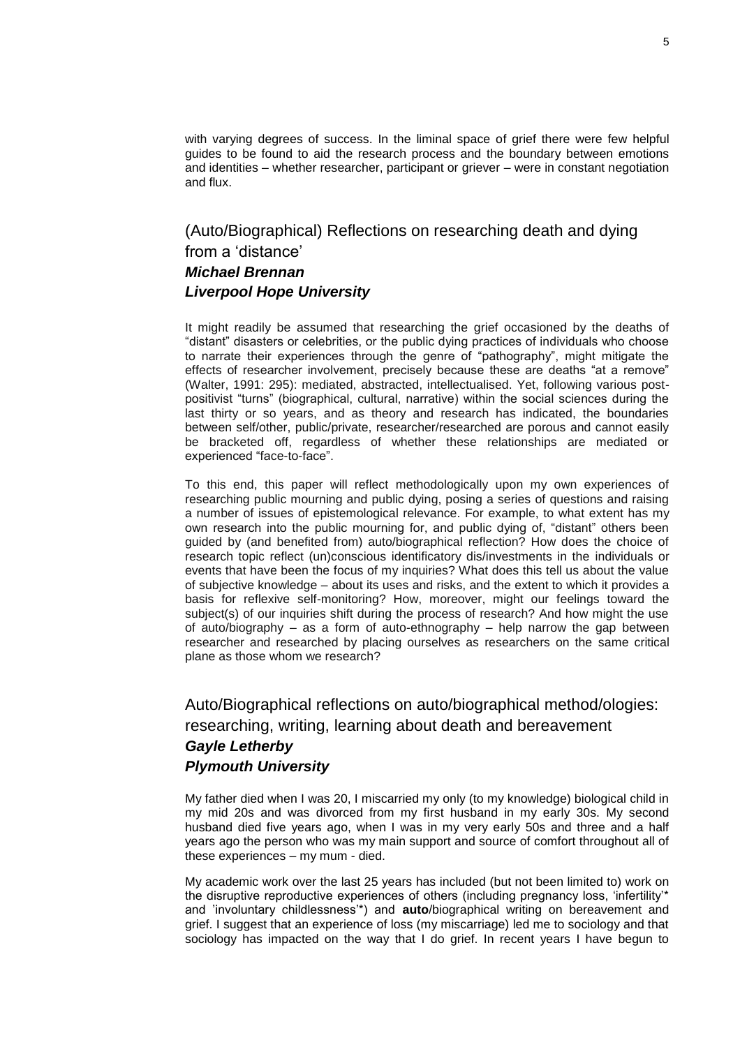with varying degrees of success. In the liminal space of grief there were few helpful guides to be found to aid the research process and the boundary between emotions and identities – whether researcher, participant or griever – were in constant negotiation and flux.

## (Auto/Biographical) Reflections on researching death and dying from a 'distance'

***Michael Brennan***
***Liverpool Hope University***

It might readily be assumed that researching the grief occasioned by the deaths of "distant" disasters or celebrities, or the public dying practices of individuals who choose to narrate their experiences through the genre of "pathography", might mitigate the effects of researcher involvement, precisely because these are deaths "at a remove" (Walter, 1991: 295): mediated, abstracted, intellectualised. Yet, following various post-positivist "turns" (biographical, cultural, narrative) within the social sciences during the last thirty or so years, and as theory and research has indicated, the boundaries between self/other, public/private, researcher/researched are porous and cannot easily be bracketed off, regardless of whether these relationships are mediated or experienced "face-to-face".

To this end, this paper will reflect methodologically upon my own experiences of researching public mourning and public dying, posing a series of questions and raising a number of issues of epistemological relevance. For example, to what extent has my own research into the public mourning for, and public dying of, "distant" others been guided by (and benefited from) auto/biographical reflection? How does the choice of research topic reflect (un)conscious identificatory dis/investments in the individuals or events that have been the focus of my inquiries? What does this tell us about the value of subjective knowledge – about its uses and risks, and the extent to which it provides a basis for reflexive self-monitoring? How, moreover, might our feelings toward the subject(s) of our inquiries shift during the process of research? And how might the use of auto/biography – as a form of auto-ethnography – help narrow the gap between researcher and researched by placing ourselves as researchers on the same critical plane as those whom we research?

## Auto/Biographical reflections on auto/biographical method/ologies: researching, writing, learning about death and bereavement

***Gayle Letherby***
***Plymouth University***

My father died when I was 20, I miscarried my only (to my knowledge) biological child in my mid 20s and was divorced from my first husband in my early 30s. My second husband died five years ago, when I was in my very early 50s and three and a half years ago the person who was my main support and source of comfort throughout all of these experiences – my mum - died.

My academic work over the last 25 years has included (but not been limited to) work on the disruptive reproductive experiences of others (including pregnancy loss, 'infertility'* and 'involuntary childlessness'*) and **auto**/biographical writing on bereavement and grief. I suggest that an experience of loss (my miscarriage) led me to sociology and that sociology has impacted on the way that I do grief. In recent years I have begun to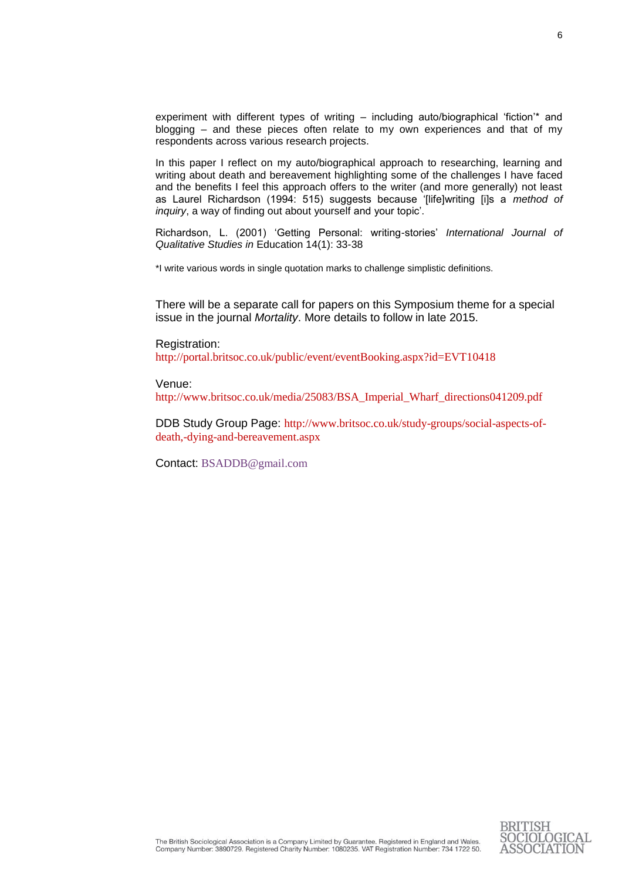experiment with different types of writing – including auto/biographical 'fiction'* and blogging – and these pieces often relate to my own experiences and that of my respondents across various research projects.

In this paper I reflect on my auto/biographical approach to researching, learning and writing about death and bereavement highlighting some of the challenges I have faced and the benefits I feel this approach offers to the writer (and more generally) not least as Laurel Richardson (1994: 515) suggests because '[life]writing [i]s a *method of inquiry*, a way of finding out about yourself and your topic'.

Richardson, L. (2001) 'Getting Personal: writing-stories' *International Journal of Qualitative Studies in* Education 14(1): 33-38

*I write various words in single quotation marks to challenge simplistic definitions.

There will be a separate call for papers on this Symposium theme for a special issue in the journal *Mortality*. More details to follow in late 2015.

Registration:
http://portal.britsoc.co.uk/public/event/eventBooking.aspx?id=EVT10418

Venue:
http://www.britsoc.co.uk/media/25083/BSA_Imperial_Wharf_directions041209.pdf

DDB Study Group Page: http://www.britsoc.co.uk/study-groups/social-aspects-of-death,-dying-and-bereavement.aspx

Contact: BSADDB@gmail.com

The British Sociological Association is a Company Limited by Guarantee. Registered in England and Wales. Company Number: 3890729. Registered Charity Number: 1080235. VAT Registration Number: 734 1722 50.